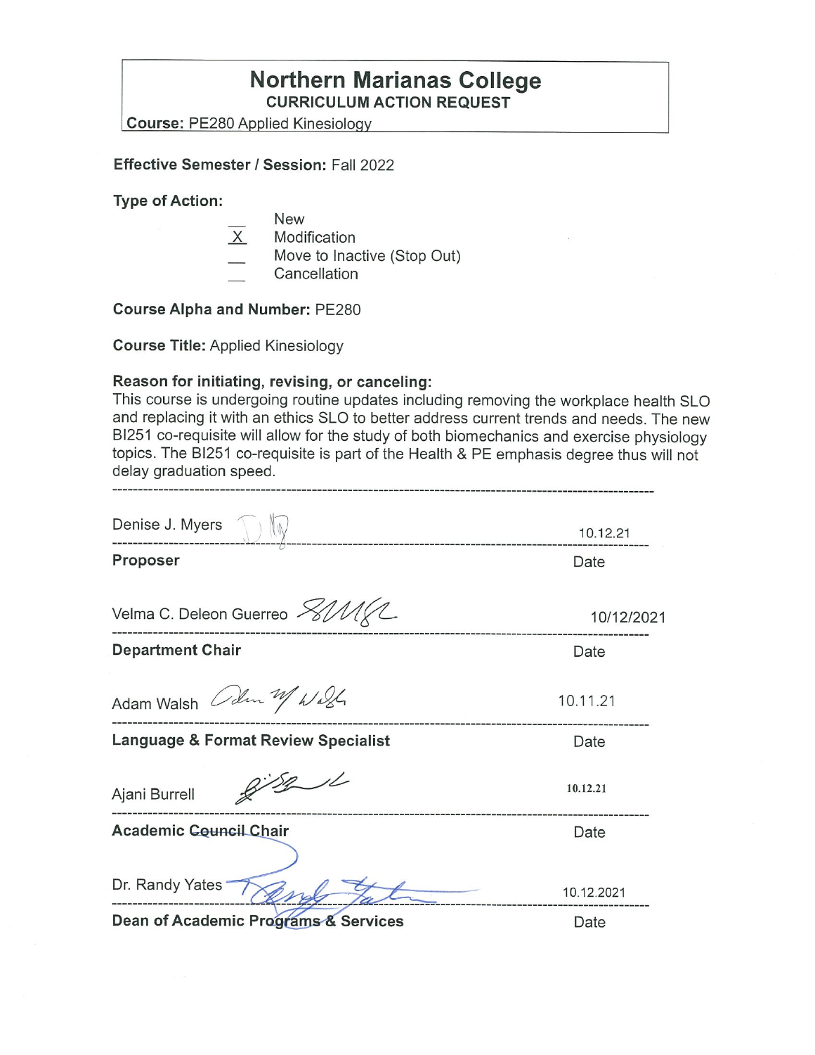# Northern Marianas College

## CURRICULUM ACTION REQUEST

**Course:** PE280 Applied Kinesiology

**Effective Semester / Session:** Fall 2022

**Type of Action:**

\_\_ New
X Modification
\_\_ Move to Inactive (Stop Out)
\_\_ Cancellation

**Course Alpha and Number:** PE280

**Course Title:** Applied Kinesiology

**Reason for initiating, revising, or canceling:**
This course is undergoing routine updates including removing the workplace health SLO and replacing it with an ethics SLO to better address current trends and needs. The new BI251 co-requisite will allow for the study of both biomechanics and exercise physiology topics. The BI251 co-requisite is part of the Health & PE emphasis degree thus will not delay graduation speed.

---

Denise J. Myers — 10.12.21

**Proposer** — Date

Velma C. Deleon Guerreo — 10/12/2021

**Department Chair** — Date

Adam Walsh — 10.11.21

**Language & Format Review Specialist** — Date

Ajani Burrell — 10.12.21

**Academic Council Chair** — Date

Dr. Randy Yates — 10.12.2021

**Dean of Academic Programs & Services** — Date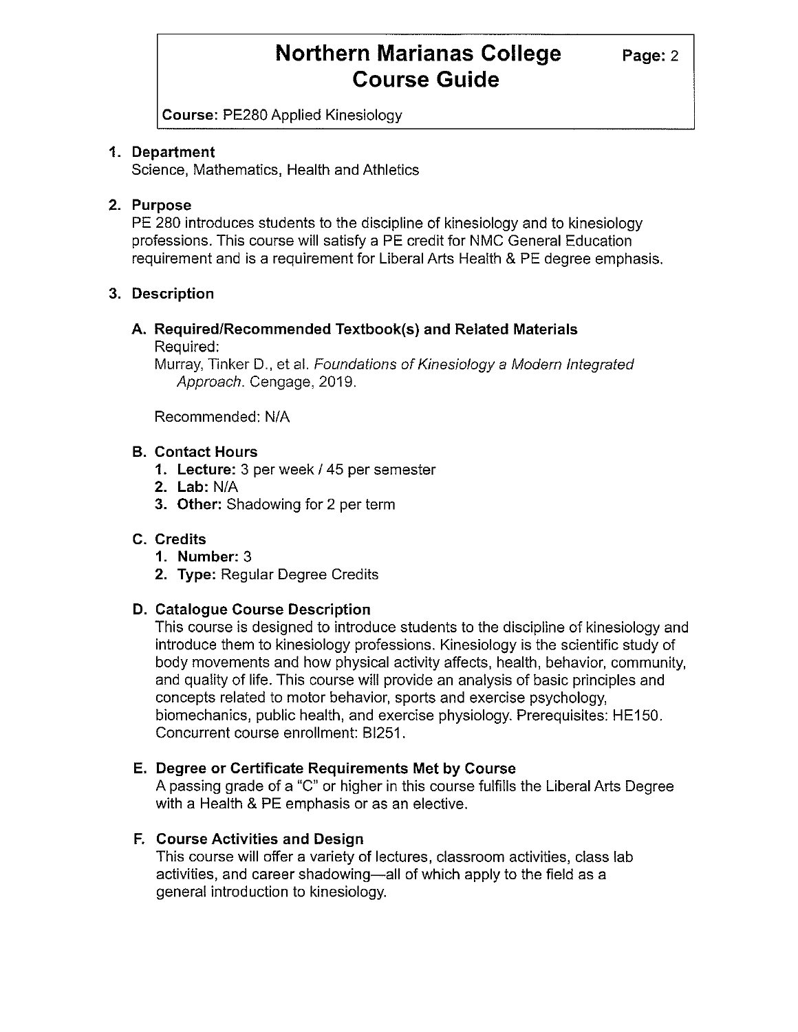**Course:** PE280 Applied Kinesiology

## 1. Department

Science, Mathematics, Health and Athletics

## 2. Purpose

PE 280 introduces students to the discipline of kinesiology and to kinesiology professions. This course will satisfy a PE credit for NMC General Education requirement and is a requirement for Liberal Arts Health & PE degree emphasis.

## 3. Description

### A. Required/Recommended Textbook(s) and Related Materials

Required:

Murray, Tinker D., et al. *Foundations of Kinesiology a Modern Integrated Approach*. Cengage, 2019.

Recommended: N/A

### B. Contact Hours

1. **Lecture:** 3 per week / 45 per semester
2. **Lab:** N/A
3. **Other:** Shadowing for 2 per term

### C. Credits

1. **Number:** 3
2. **Type:** Regular Degree Credits

### D. Catalogue Course Description

This course is designed to introduce students to the discipline of kinesiology and introduce them to kinesiology professions. Kinesiology is the scientific study of body movements and how physical activity affects, health, behavior, community, and quality of life. This course will provide an analysis of basic principles and concepts related to motor behavior, sports and exercise psychology, biomechanics, public health, and exercise physiology. Prerequisites: HE150. Concurrent course enrollment: BI251.

### E. Degree or Certificate Requirements Met by Course

A passing grade of a "C" or higher in this course fulfills the Liberal Arts Degree with a Health & PE emphasis or as an elective.

### F. Course Activities and Design

This course will offer a variety of lectures, classroom activities, class lab activities, and career shadowing—all of which apply to the field as a general introduction to kinesiology.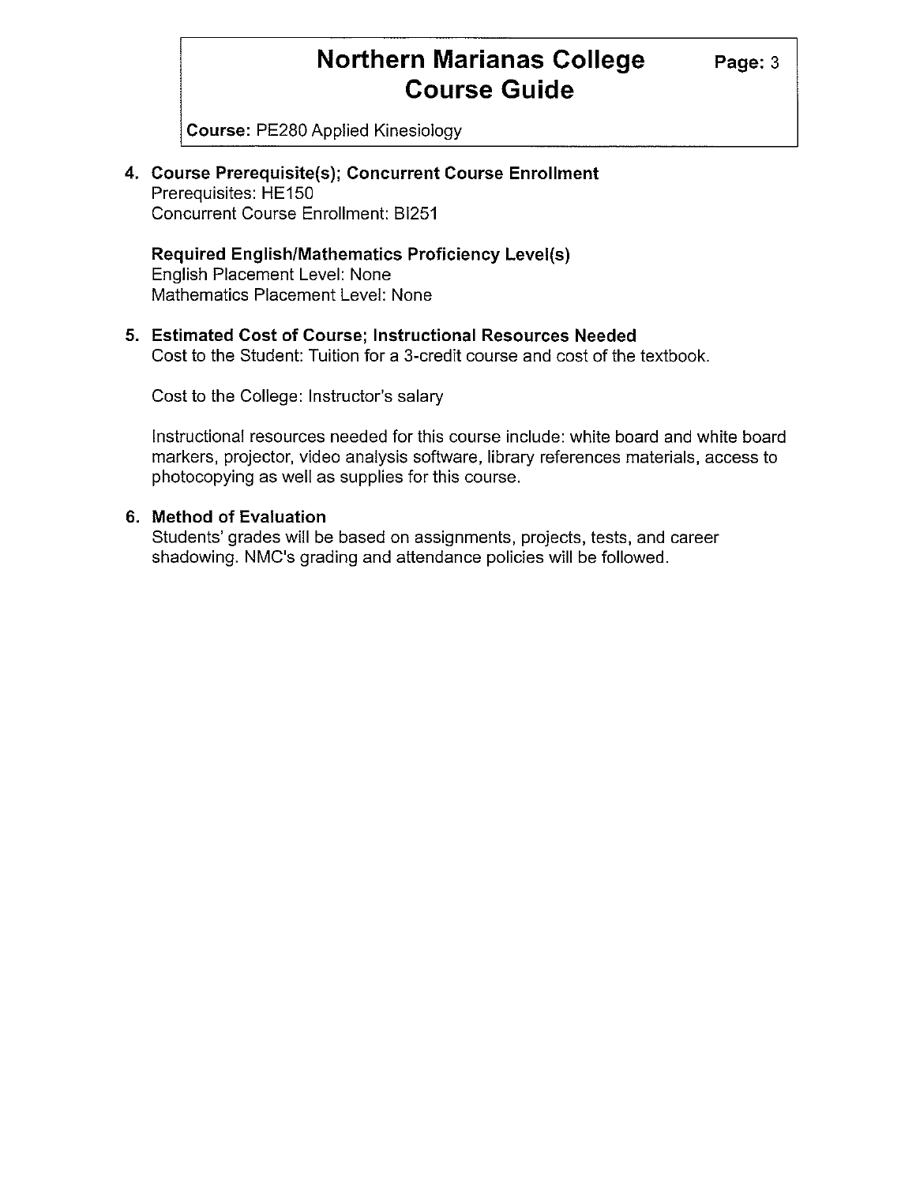**4. Course Prerequisite(s); Concurrent Course Enrollment**

Prerequisites: HE150

Concurrent Course Enrollment: BI251

**Required English/Mathematics Proficiency Level(s)**

English Placement Level: None

Mathematics Placement Level: None

**5. Estimated Cost of Course; Instructional Resources Needed**

Cost to the Student: Tuition for a 3-credit course and cost of the textbook.

Cost to the College: Instructor's salary

Instructional resources needed for this course include: white board and white board markers, projector, video analysis software, library references materials, access to photocopying as well as supplies for this course.

**6. Method of Evaluation**

Students' grades will be based on assignments, projects, tests, and career shadowing. NMC's grading and attendance policies will be followed.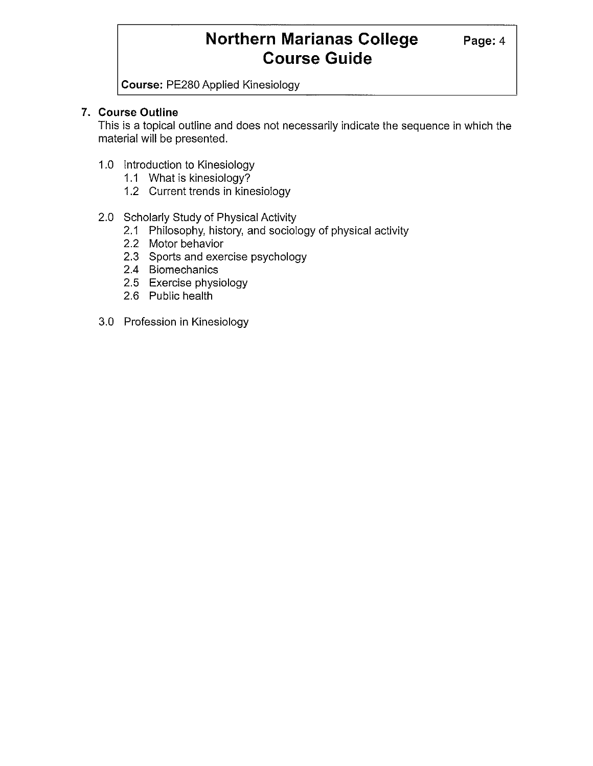## 7. Course Outline

This is a topical outline and does not necessarily indicate the sequence in which the material will be presented.

- 1.0 Introduction to Kinesiology
  - 1.1 What is kinesiology?
  - 1.2 Current trends in kinesiology
- 2.0 Scholarly Study of Physical Activity
  - 2.1 Philosophy, history, and sociology of physical activity
  - 2.2 Motor behavior
  - 2.3 Sports and exercise psychology
  - 2.4 Biomechanics
  - 2.5 Exercise physiology
  - 2.6 Public health
- 3.0 Profession in Kinesiology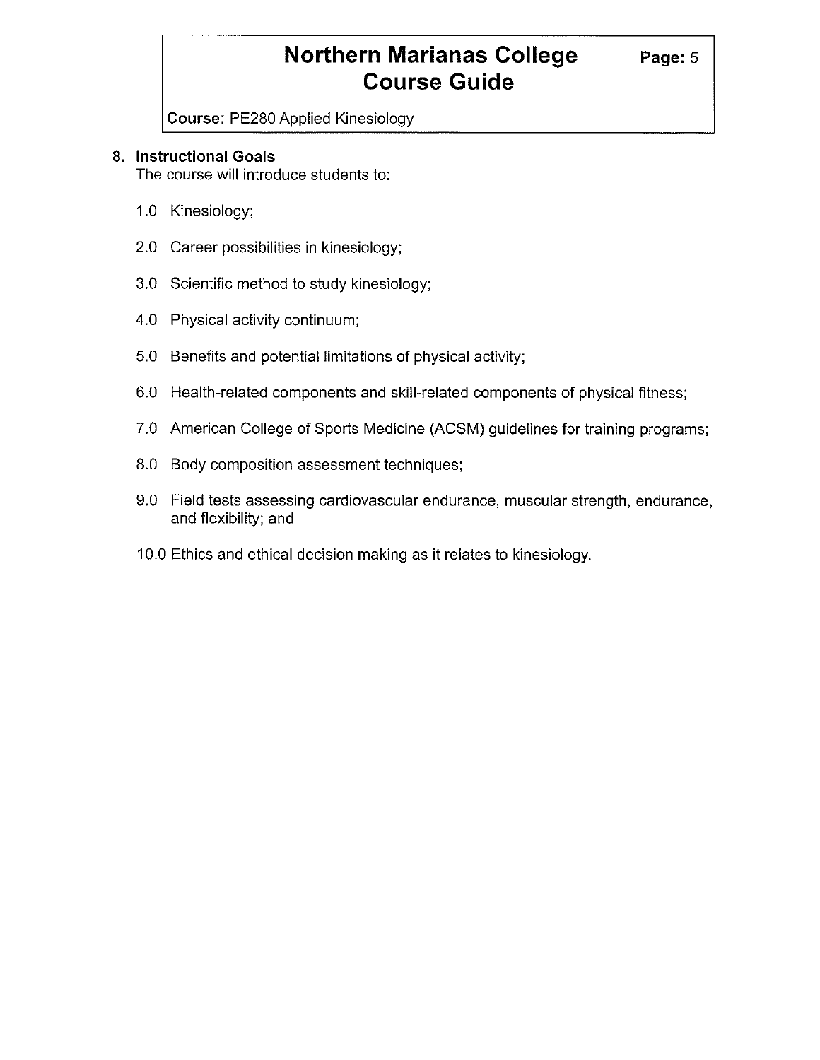## 8. Instructional Goals

The course will introduce students to:

1.0 Kinesiology;

2.0 Career possibilities in kinesiology;

3.0 Scientific method to study kinesiology;

4.0 Physical activity continuum;

5.0 Benefits and potential limitations of physical activity;

6.0 Health-related components and skill-related components of physical fitness;

7.0 American College of Sports Medicine (ACSM) guidelines for training programs;

8.0 Body composition assessment techniques;

9.0 Field tests assessing cardiovascular endurance, muscular strength, endurance, and flexibility; and

10.0 Ethics and ethical decision making as it relates to kinesiology.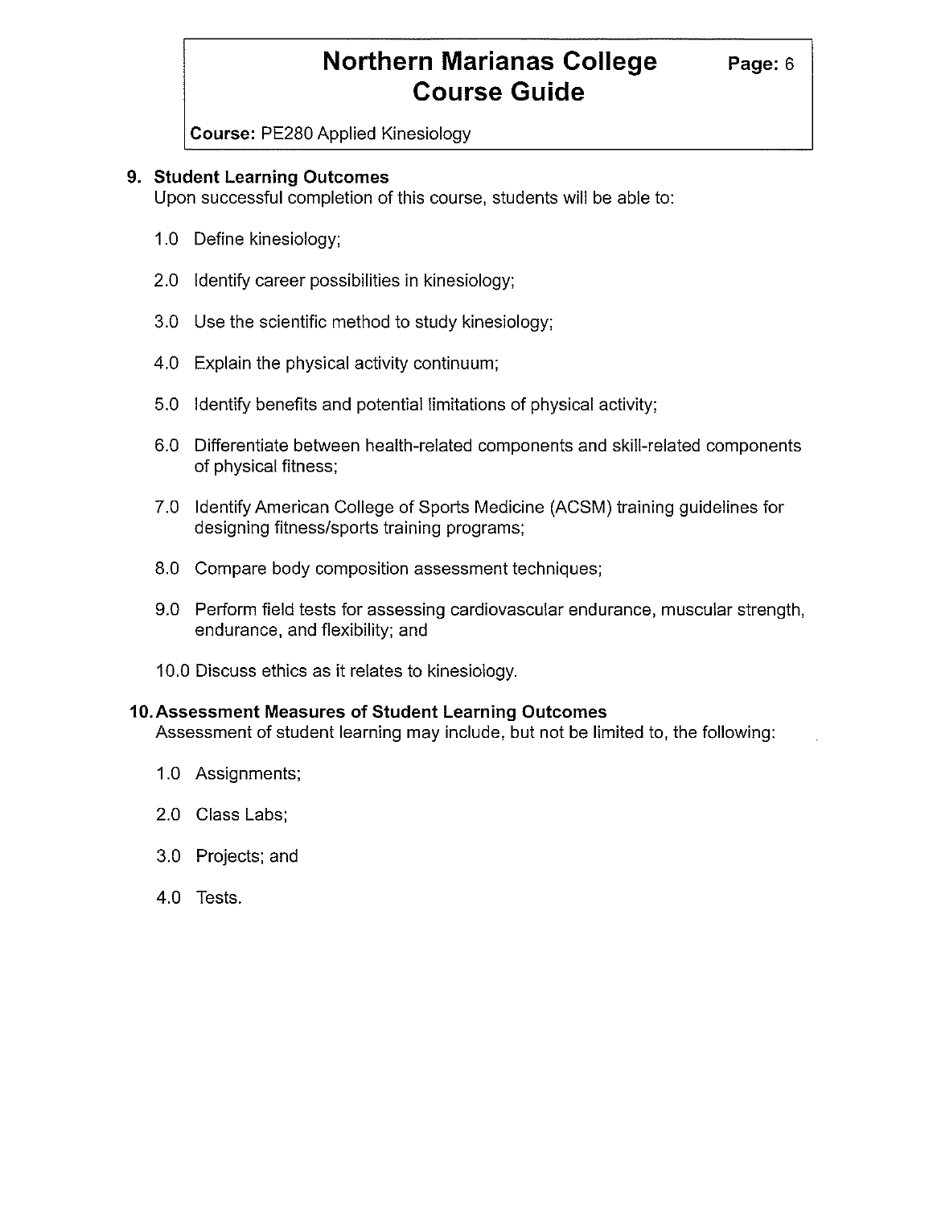## 9. Student Learning Outcomes

Upon successful completion of this course, students will be able to:

1.0 Define kinesiology;

2.0 Identify career possibilities in kinesiology;

3.0 Use the scientific method to study kinesiology;

4.0 Explain the physical activity continuum;

5.0 Identify benefits and potential limitations of physical activity;

6.0 Differentiate between health-related components and skill-related components of physical fitness;

7.0 Identify American College of Sports Medicine (ACSM) training guidelines for designing fitness/sports training programs;

8.0 Compare body composition assessment techniques;

9.0 Perform field tests for assessing cardiovascular endurance, muscular strength, endurance, and flexibility; and

10.0 Discuss ethics as it relates to kinesiology.

## 10. Assessment Measures of Student Learning Outcomes

Assessment of student learning may include, but not be limited to, the following:

1.0 Assignments;

2.0 Class Labs;

3.0 Projects; and

4.0 Tests.